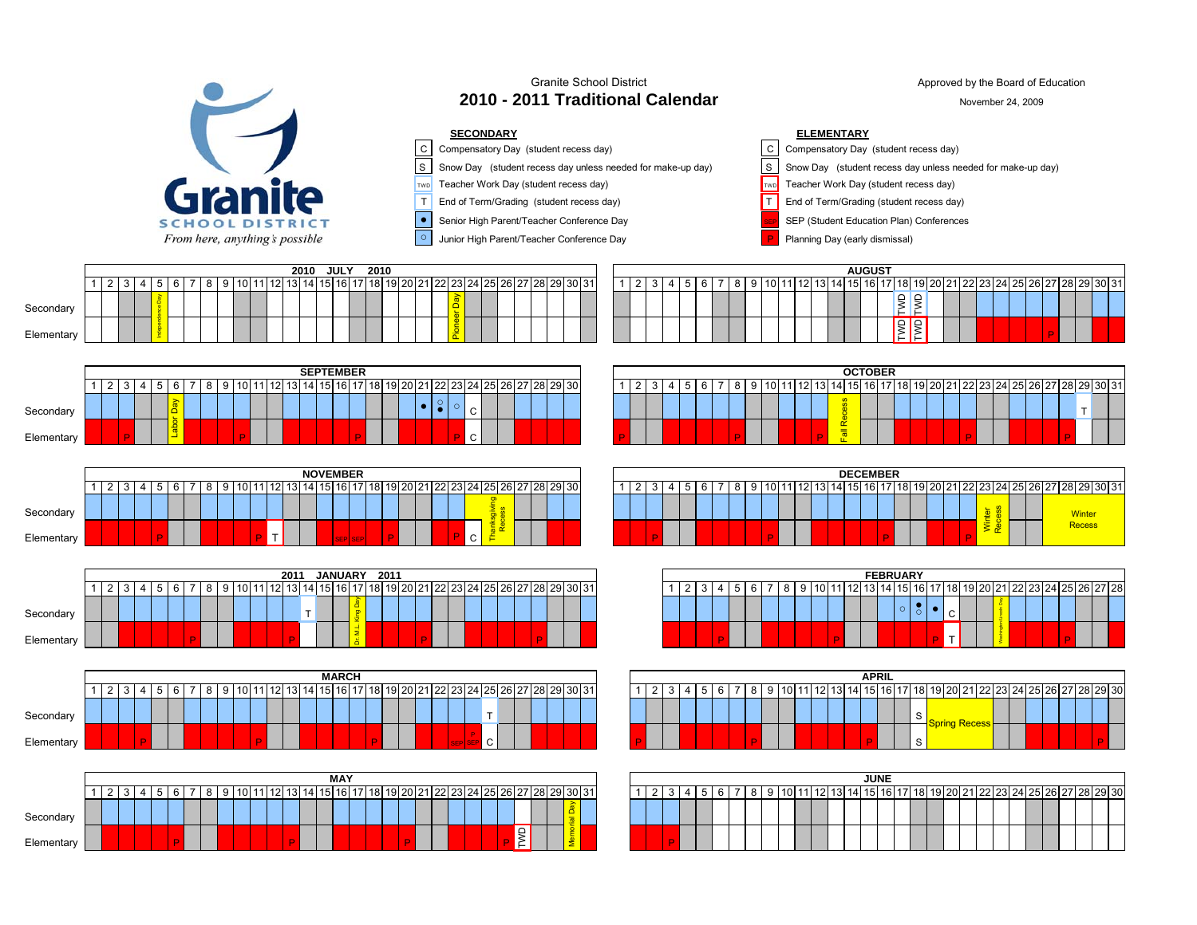Granite School District

# 2010 - 2011 Traditional Calendar

Approved by the Board of Education

November 24, 2009

Granite SCHOOL DISTRICT

*From here, anything's possible*

## SECONDARY

- C — Compensatory Day (student recess day)
- S — Snow Day (student recess day unless needed for make-up day)
- TWD — Teacher Work Day (student recess day)
- T — End of Term/Grading (student recess day)
- ● — Senior High Parent/Teacher Conference Day
- ○ — Junior High Parent/Teacher Conference Day

## ELEMENTARY

- C — Compensatory Day (student recess day)
- S — Snow Day (student recess day unless needed for make-up day)
- TWD — Teacher Work Day (student recess day)
- T — End of Term/Grading (student recess day)
- SEP — SEP (Student Education Plan) Conferences
- P — Planning Day (early dismissal)

## 2010 JULY 2010

| | 1 | 2 | 3 | 4 | 5 | 6 | 7 | 8 | 9 | 10 | 11 | 12 | 13 | 14 | 15 | 16 | 17 | 18 | 19 | 20 | 21 | 22 | 23 | 24 | 25 | 26 | 27 | 28 | 29 | 30 | 31 |
|---|---|---|---|---|---|---|---|---|---|---|---|---|---|---|---|---|---|---|---|---|---|---|---|---|---|---|---|---|---|---|---|
| Secondary | | | | | Independence Day | | | | | | | | | | | | | | | | | | Pioneer Day | | | | | | | | |
| Elementary | | | | | Independence Day | | | | | | | | | | | | | | | | | | Pioneer Day | | | | | | | | |

## AUGUST

| | 1 | 2 | 3 | 4 | 5 | 6 | 7 | 8 | 9 | 10 | 11 | 12 | 13 | 14 | 15 | 16 | 17 | 18 | 19 | 20 | 21 | 22 | 23 | 24 | 25 | 26 | 27 | 28 | 29 | 30 | 31 |
|---|---|---|---|---|---|---|---|---|---|---|---|---|---|---|---|---|---|---|---|---|---|---|---|---|---|---|---|---|---|---|---|
| Secondary | | | | | | | | | | | | | | | | | | TWD | TWD | | | | | | | | | | | | |
| Elementary | | | | | | | | | | | | | | | | | | TWD | TWD | | | | | | | | P | | | | |

## SEPTEMBER

| | 1 | 2 | 3 | 4 | 5 | 6 | 7 | 8 | 9 | 10 | 11 | 12 | 13 | 14 | 15 | 16 | 17 | 18 | 19 | 20 | 21 | 22 | 23 | 24 | 25 | 26 | 27 | 28 | 29 | 30 |
|---|---|---|---|---|---|---|---|---|---|---|---|---|---|---|---|---|---|---|---|---|---|---|---|---|---|---|---|---|---|---|
| Secondary | | | | | | Labor Day | | | | | | | | | | | | | | | | ● | ○ ● | ○ | C | | | | | |
| Elementary | | | P | | | Labor Day | | | | P | | | | | | | P | | | | | | | P | C | | | | | |

## OCTOBER

| | 1 | 2 | 3 | 4 | 5 | 6 | 7 | 8 | 9 | 10 | 11 | 12 | 13 | 14 | 15 | 16 | 17 | 18 | 19 | 20 | 21 | 22 | 23 | 24 | 25 | 26 | 27 | 28 | 29 | 30 | 31 |
|---|---|---|---|---|---|---|---|---|---|---|---|---|---|---|---|---|---|---|---|---|---|---|---|---|---|---|---|---|---|---|---|
| Secondary | | | | | | | | | | | | | | Fall Recess | | | | | | | | | | | | | | | T | | |
| Elementary | P | | | | | | | P | | | | | P | Fall Recess | | | | | | | | P | | | | | | P | | | |

## NOVEMBER

| | 1 | 2 | 3 | 4 | 5 | 6 | 7 | 8 | 9 | 10 | 11 | 12 | 13 | 14 | 15 | 16 | 17 | 18 | 19 | 20 | 21 | 22 | 23 | 24 | 25 | 26 | 27 | 28 | 29 | 30 |
|---|---|---|---|---|---|---|---|---|---|---|---|---|---|---|---|---|---|---|---|---|---|---|---|---|---|---|---|---|---|---|
| Secondary | | | | | | | | | | | | | | | | | | | | | | | | | Thanksgiving Recess | Thanksgiving Recess | | | | |
| Elementary | | | | | P | | | | | | P | T | | | | SEP | SEP | | P | | | | | P | C | Thanksgiving Recess | | | | |

## DECEMBER

| | 1 | 2 | 3 | 4 | 5 | 6 | 7 | 8 | 9 | 10 | 11 | 12 | 13 | 14 | 15 | 16 | 17 | 18 | 19 | 20 | 21 | 22 | 23 | 24 | 25 | 26 | 27 | 28 | 29 | 30 | 31 |
|---|---|---|---|---|---|---|---|---|---|---|---|---|---|---|---|---|---|---|---|---|---|---|---|---|---|---|---|---|---|---|---|
| Secondary | | | | | | | | | | | | | | | | | | | | | | | Winter Recess | Winter Recess | | | Winter Recess | Winter Recess | Winter Recess | Winter Recess | Winter Recess |
| Elementary | | | P | | | | | | | P | | | | | | | P | | | | | P | Winter Recess | Winter Recess | | | Winter Recess | Winter Recess | Winter Recess | Winter Recess | Winter Recess |

## 2011 JANUARY 2011

| | 1 | 2 | 3 | 4 | 5 | 6 | 7 | 8 | 9 | 10 | 11 | 12 | 13 | 14 | 15 | 16 | 17 | 18 | 19 | 20 | 21 | 22 | 23 | 24 | 25 | 26 | 27 | 28 | 29 | 30 | 31 |
|---|---|---|---|---|---|---|---|---|---|---|---|---|---|---|---|---|---|---|---|---|---|---|---|---|---|---|---|---|---|---|---|
| Secondary | | | | | | | | | | | | | | T | | | Dr. M.L. King Day | | | | | | | | | | | | | | |
| Elementary | | | | | | | P | | | | | | P | | | | Dr. M.L. King Day | | | | P | | | | | | | P | | | |

## FEBRUARY

| | 1 | 2 | 3 | 4 | 5 | 6 | 7 | 8 | 9 | 10 | 11 | 12 | 13 | 14 | 15 | 16 | 17 | 18 | 19 | 20 | 21 | 22 | 23 | 24 | 25 | 26 | 27 | 28 |
|---|---|---|---|---|---|---|---|---|---|---|---|---|---|---|---|---|---|---|---|---|---|---|---|---|---|---|---|---|
| Secondary | | | | | | | | | | | | | | | ○ | ● ○ | ● | C | | | Washington/Lincoln Day | | | | | | | |
| Elementary | | | | P | | | | | | | P | | | | | | P | T | | | Washington/Lincoln Day | | | | P | | | |

## MARCH

| | 1 | 2 | 3 | 4 | 5 | 6 | 7 | 8 | 9 | 10 | 11 | 12 | 13 | 14 | 15 | 16 | 17 | 18 | 19 | 20 | 21 | 22 | 23 | 24 | 25 | 26 | 27 | 28 | 29 | 30 | 31 |
|---|---|---|---|---|---|---|---|---|---|---|---|---|---|---|---|---|---|---|---|---|---|---|---|---|---|---|---|---|---|---|---|
| Secondary | | | | | | | | | | | | | | | | | | | | | | | | | T | | | | | | |
| Elementary | | | | P | | | | | | | P | | | | | | | P | | | | | | SEP | P SEP | C | | | | | |

## APRIL

| | 1 | 2 | 3 | 4 | 5 | 6 | 7 | 8 | 9 | 10 | 11 | 12 | 13 | 14 | 15 | 16 | 17 | 18 | 19 | 20 | 21 | 22 | 23 | 24 | 25 | 26 | 27 | 28 | 29 | 30 |
|---|---|---|---|---|---|---|---|---|---|---|---|---|---|---|---|---|---|---|---|---|---|---|---|---|---|---|---|---|---|---|
| Secondary | | | | | | | | | | | | | | | | | | S | Spring Recess | Spring Recess | Spring Recess | Spring Recess | | | | | | | | |
| Elementary | P | | | | | | | P | | | | | | | P | | | S | Spring Recess | Spring Recess | Spring Recess | Spring Recess | | | | | | | P | |

## MAY

| | 1 | 2 | 3 | 4 | 5 | 6 | 7 | 8 | 9 | 10 | 11 | 12 | 13 | 14 | 15 | 16 | 17 | 18 | 19 | 20 | 21 | 22 | 23 | 24 | 25 | 26 | 27 | 28 | 29 | 30 | 31 |
|---|---|---|---|---|---|---|---|---|---|---|---|---|---|---|---|---|---|---|---|---|---|---|---|---|---|---|---|---|---|---|---|
| Secondary | | | | | | | | | | | | | | | | | | | | | | | | | | | | | | Memorial Day | |
| Elementary | | | | | | P | | | | | | | P | | | | | | | P | | | | | | P | TWD | | | Memorial Day | |

## JUNE

| | 1 | 2 | 3 | 4 | 5 | 6 | 7 | 8 | 9 | 10 | 11 | 12 | 13 | 14 | 15 | 16 | 17 | 18 | 19 | 20 | 21 | 22 | 23 | 24 | 25 | 26 | 27 | 28 | 29 | 30 |
|---|---|---|---|---|---|---|---|---|---|---|---|---|---|---|---|---|---|---|---|---|---|---|---|---|---|---|---|---|---|---|
| Secondary | | | | | | | | | | | | | | | | | | | | | | | | | | | | | | |
| Elementary | | | P | | | | | | | | | | | | | | | | | | | | | | | | | | | |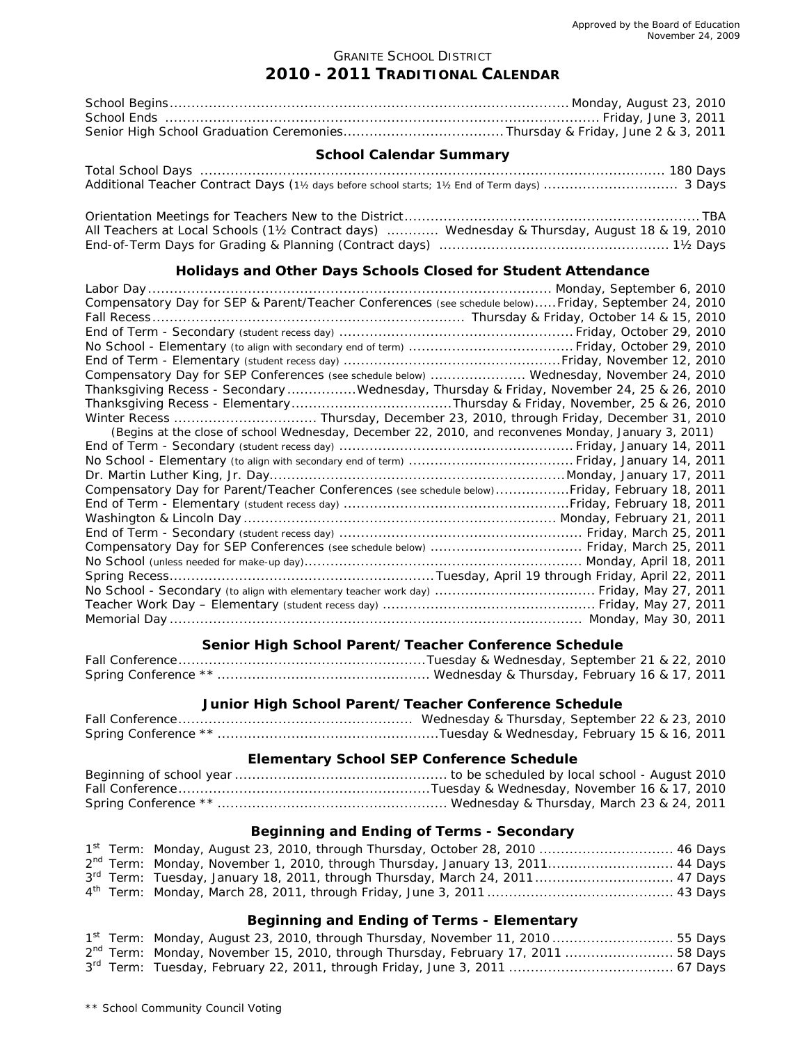Approved by the Board of Education
November 24, 2009

# GRANITE SCHOOL DISTRICT
# 2010 - 2011 TRADITIONAL CALENDAR

| | |
|---|---|
| School Begins | Monday, August 23, 2010 |
| School Ends | Friday, June 3, 2011 |
| Senior High School Graduation Ceremonies | Thursday & Friday, June 2 & 3, 2011 |

## School Calendar Summary

| | |
|---|---|
| Total School Days | 180 Days |
| Additional Teacher Contract Days (1½ days before school starts; 1½ End of Term days) | 3 Days |

| | |
|---|---|
| Orientation Meetings for Teachers New to the District | TBA |
| All Teachers at Local Schools (1½ Contract days) | Wednesday & Thursday, August 18 & 19, 2010 |
| End-of-Term Days for Grading & Planning (Contract days) | 1½ Days |

## Holidays and Other Days Schools Closed for Student Attendance

| | |
|---|---|
| Labor Day | Monday, September 6, 2010 |
| Compensatory Day for SEP & Parent/Teacher Conferences (see schedule below) | Friday, September 24, 2010 |
| Fall Recess | Thursday & Friday, October 14 & 15, 2010 |
| End of Term - Secondary (student recess day) | Friday, October 29, 2010 |
| No School - Elementary (to align with secondary end of term) | Friday, October 29, 2010 |
| End of Term - Elementary (student recess day) | Friday, November 12, 2010 |
| Compensatory Day for SEP Conferences (see schedule below) | Wednesday, November 24, 2010 |
| Thanksgiving Recess - Secondary | Wednesday, Thursday & Friday, November 24, 25 & 26, 2010 |
| Thanksgiving Recess - Elementary | Thursday & Friday, November, 25 & 26, 2010 |
| Winter Recess | Thursday, December 23, 2010, through Friday, December 31, 2010 |
| (Begins at the close of school Wednesday, December 22, 2010, and reconvenes Monday, January 3, 2011) | |
| End of Term - Secondary (student recess day) | Friday, January 14, 2011 |
| No School - Elementary (to align with secondary end of term) | Friday, January 14, 2011 |
| Dr. Martin Luther King, Jr. Day | Monday, January 17, 2011 |
| Compensatory Day for Parent/Teacher Conferences (see schedule below) | Friday, February 18, 2011 |
| End of Term - Elementary (student recess day) | Friday, February 18, 2011 |
| Washington & Lincoln Day | Monday, February 21, 2011 |
| End of Term - Secondary (student recess day) | Friday, March 25, 2011 |
| Compensatory Day for SEP Conferences (see schedule below) | Friday, March 25, 2011 |
| No School (unless needed for make-up day) | Monday, April 18, 2011 |
| Spring Recess | Tuesday, April 19 through Friday, April 22, 2011 |
| No School - Secondary (to align with elementary teacher work day) | Friday, May 27, 2011 |
| Teacher Work Day – Elementary (student recess day) | Friday, May 27, 2011 |
| Memorial Day | Monday, May 30, 2011 |

## Senior High School Parent/Teacher Conference Schedule

| | |
|---|---|
| Fall Conference | Tuesday & Wednesday, September 21 & 22, 2010 |
| Spring Conference ** | Wednesday & Thursday, February 16 & 17, 2011 |

## Junior High School Parent/Teacher Conference Schedule

| | |
|---|---|
| Fall Conference | Wednesday & Thursday, September 22 & 23, 2010 |
| Spring Conference ** | Tuesday & Wednesday, February 15 & 16, 2011 |

## Elementary School SEP Conference Schedule

| | |
|---|---|
| Beginning of school year | to be scheduled by local school - August 2010 |
| Fall Conference | Tuesday & Wednesday, November 16 & 17, 2010 |
| Spring Conference ** | Wednesday & Thursday, March 23 & 24, 2011 |

## Beginning and Ending of Terms - Secondary

| | |
|---|---|
| 1st Term: Monday, August 23, 2010, through Thursday, October 28, 2010 | 46 Days |
| 2nd Term: Monday, November 1, 2010, through Thursday, January 13, 2011 | 44 Days |
| 3rd Term: Tuesday, January 18, 2011, through Thursday, March 24, 2011 | 47 Days |
| 4th Term: Monday, March 28, 2011, through Friday, June 3, 2011 | 43 Days |

## Beginning and Ending of Terms - Elementary

| | |
|---|---|
| 1st Term: Monday, August 23, 2010, through Thursday, November 11, 2010 | 55 Days |
| 2nd Term: Monday, November 15, 2010, through Thursday, February 17, 2011 | 58 Days |
| 3rd Term: Tuesday, February 22, 2011, through Friday, June 3, 2011 | 67 Days |

** School Community Council Voting